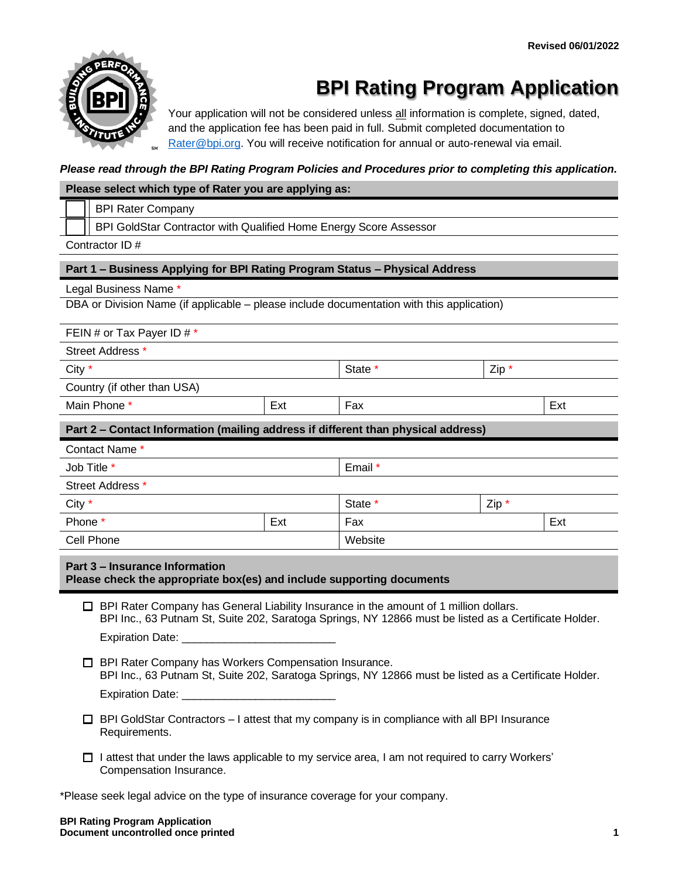Revised 06/01/2022

# BPI Rating Program Application

Your application will not be considered unless all information is complete, signed, dated, and the application fee has been paid in full. Submit completed documentation to Rater@bpi.org. You will receive notification for annual or auto-renewal via email.

***Please read through the BPI Rating Program Policies and Procedures prior to completing this application.***

| **Please select which type of Rater you are applying as:** | |
|---|---|
| ☐ | BPI Rater Company |
| ☐ | BPI GoldStar Contractor with Qualified Home Energy Score Assessor |
| Contractor ID # | |

## Part 1 – Business Applying for BPI Rating Program Status – Physical Address

| | | | | |
|---|---|---|---|---|
| Legal Business Name * | | | | |
| DBA or Division Name (if applicable – please include documentation with this application) | | | | |
| FEIN # or Tax Payer ID # * | | | | |
| Street Address * | | | | |
| City * | | State * | Zip * | |
| Country (if other than USA) | | | | |
| Main Phone * | Ext | Fax | | Ext |

## Part 2 – Contact Information (mailing address if different than physical address)

| | | | | |
|---|---|---|---|---|
| Contact Name * | | | | |
| Job Title * | | Email * | | |
| Street Address * | | | | |
| City * | | State * | Zip * | |
| Phone * | Ext | Fax | | Ext |
| Cell Phone | | Website | | |

## Part 3 – Insurance Information

**Please check the appropriate box(es) and include supporting documents**

☐ BPI Rater Company has General Liability Insurance in the amount of 1 million dollars.
BPI Inc., 63 Putnam St, Suite 202, Saratoga Springs, NY 12866 must be listed as a Certificate Holder.
Expiration Date: _________________________

☐ BPI Rater Company has Workers Compensation Insurance.
BPI Inc., 63 Putnam St, Suite 202, Saratoga Springs, NY 12866 must be listed as a Certificate Holder.
Expiration Date: _________________________

☐ BPI GoldStar Contractors – I attest that my company is in compliance with all BPI Insurance Requirements.

☐ I attest that under the laws applicable to my service area, I am not required to carry Workers' Compensation Insurance.

*Please seek legal advice on the type of insurance coverage for your company.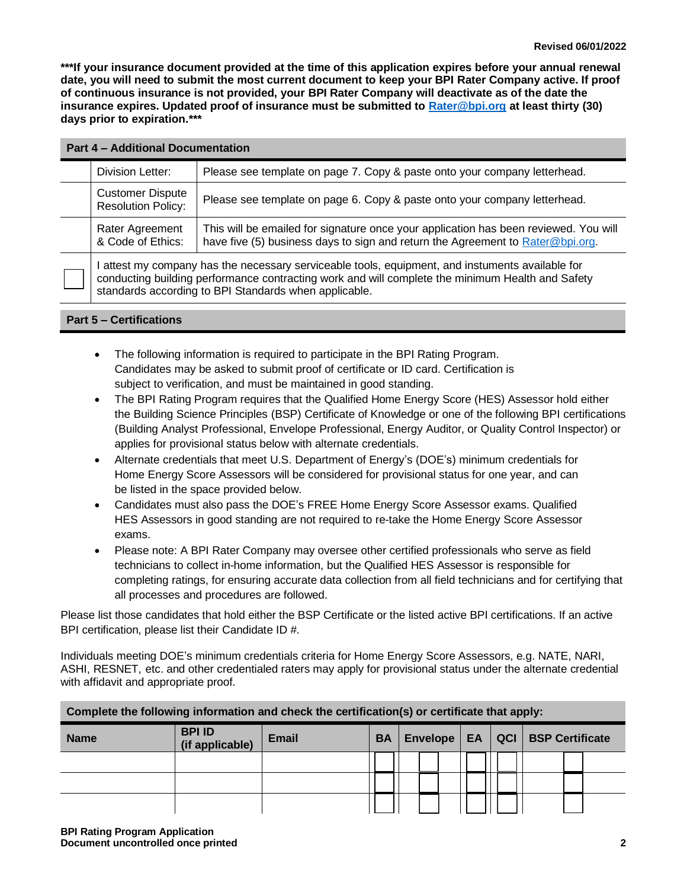*****If your insurance document provided at the time of this application expires before your annual renewal date, you will need to submit the most current document to keep your BPI Rater Company active. If proof of continuous insurance is not provided, your BPI Rater Company will deactivate as of the date the insurance expires. Updated proof of insurance must be submitted to [Rater@bpi.org](mailto:Rater@bpi.org) at least thirty (30) days prior to expiration.*****

## Part 4 – Additional Documentation

| | | |
|---|---|---|
| | Division Letter: | Please see template on page 7. Copy & paste onto your company letterhead. |
| | Customer Dispute Resolution Policy: | Please see template on page 6. Copy & paste onto your company letterhead. |
| | Rater Agreement & Code of Ethics: | This will be emailed for signature once your application has been reviewed. You will have five (5) business days to sign and return the Agreement to [Rater@bpi.org](mailto:Rater@bpi.org). |
| ☐ | I attest my company has the necessary serviceable tools, equipment, and instuments available for conducting building performance contracting work and will complete the minimum Health and Safety standards according to BPI Standards when applicable. | |

## Part 5 – Certifications

- The following information is required to participate in the BPI Rating Program. Candidates may be asked to submit proof of certificate or ID card. Certification is subject to verification, and must be maintained in good standing.
- The BPI Rating Program requires that the Qualified Home Energy Score (HES) Assessor hold either the Building Science Principles (BSP) Certificate of Knowledge or one of the following BPI certifications (Building Analyst Professional, Envelope Professional, Energy Auditor, or Quality Control Inspector) or applies for provisional status below with alternate credentials.
- Alternate credentials that meet U.S. Department of Energy's (DOE's) minimum credentials for Home Energy Score Assessors will be considered for provisional status for one year, and can be listed in the space provided below.
- Candidates must also pass the DOE's FREE Home Energy Score Assessor exams. Qualified HES Assessors in good standing are not required to re-take the Home Energy Score Assessor exams.
- Please note: A BPI Rater Company may oversee other certified professionals who serve as field technicians to collect in-home information, but the Qualified HES Assessor is responsible for completing ratings, for ensuring accurate data collection from all field technicians and for certifying that all processes and procedures are followed.

Please list those candidates that hold either the BSP Certificate or the listed active BPI certifications. If an active BPI certification, please list their Candidate ID #.

Individuals meeting DOE's minimum credentials criteria for Home Energy Score Assessors, e.g. NATE, NARI, ASHI, RESNET, etc. and other credentialed raters may apply for provisional status under the alternate credential with affidavit and appropriate proof.

**Complete the following information and check the certification(s) or certificate that apply:**

| Name | BPI ID (if applicable) | Email | BA | Envelope | EA | QCI | BSP Certificate |
|---|---|---|---|---|---|---|---|
| | | | ☐ | ☐ | ☐ | ☐ | ☐ |
| | | | ☐ | ☐ | ☐ | ☐ | ☐ |
| | | | ☐ | ☐ | ☐ | ☐ | ☐ |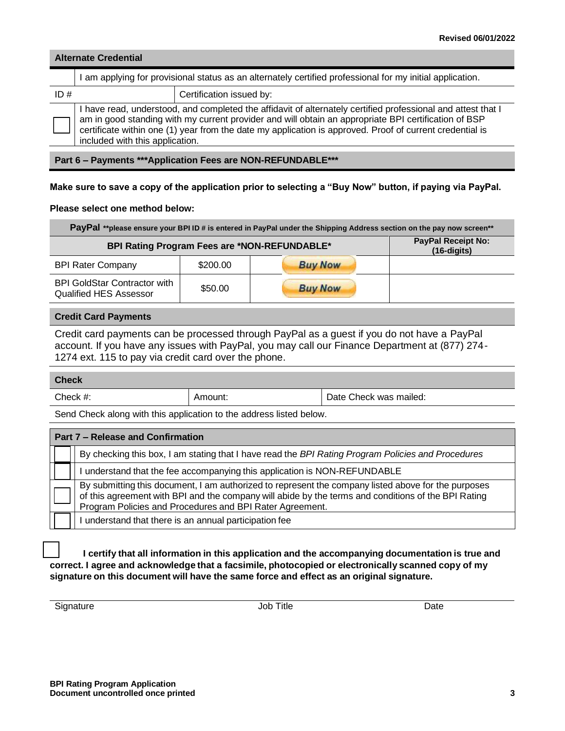Revised 06/01/2022

## Alternate Credential

| | |
|---|---|
| ☐ | I am applying for provisional status as an alternately certified professional for my initial application. |
| ID # | Certification issued by: |
| ☐ | I have read, understood, and completed the affidavit of alternately certified professional and attest that I am in good standing with my current provider and will obtain an appropriate BPI certification of BSP certificate within one (1) year from the date my application is approved. Proof of current credential is included with this application. |

## Part 6 – Payments ***Application Fees are NON-REFUNDABLE***

**Make sure to save a copy of the application prior to selecting a "Buy Now" button, if paying via PayPal.**

**Please select one method below:**

**PayPal** **please ensure your BPI ID # is entered in PayPal under the Shipping Address section on the pay now screen**

| BPI Rating Program Fees are *NON-REFUNDABLE* | | | PayPal Receipt No: (16-digits) |
|---|---|---|---|
| BPI Rater Company | $200.00 | Buy Now | |
| BPI GoldStar Contractor with Qualified HES Assessor | $50.00 | Buy Now | |

### Credit Card Payments

Credit card payments can be processed through PayPal as a guest if you do not have a PayPal account. If you have any issues with PayPal, you may call our Finance Department at (877) 274-1274 ext. 115 to pay via credit card over the phone.

### Check

| Check #: | Amount: | Date Check was mailed: |
|---|---|---|

Send Check along with this application to the address listed below.

## Part 7 – Release and Confirmation

| | |
|---|---|
| ☐ | By checking this box, I am stating that I have read the *BPI Rating Program Policies and Procedures* |
| ☐ | I understand that the fee accompanying this application is NON-REFUNDABLE |
| ☐ | By submitting this document, I am authorized to represent the company listed above for the purposes of this agreement with BPI and the company will abide by the terms and conditions of the BPI Rating Program Policies and Procedures and BPI Rater Agreement. |
| ☐ | I understand that there is an annual participation fee |

☐ **I certify that all information in this application and the accompanying documentation is true and correct. I agree and acknowledge that a facsimile, photocopied or electronically scanned copy of my signature on this document will have the same force and effect as an original signature.**

| Signature | Job Title | Date |
|---|---|---|

**BPI Rating Program Application**
**Document uncontrolled once printed**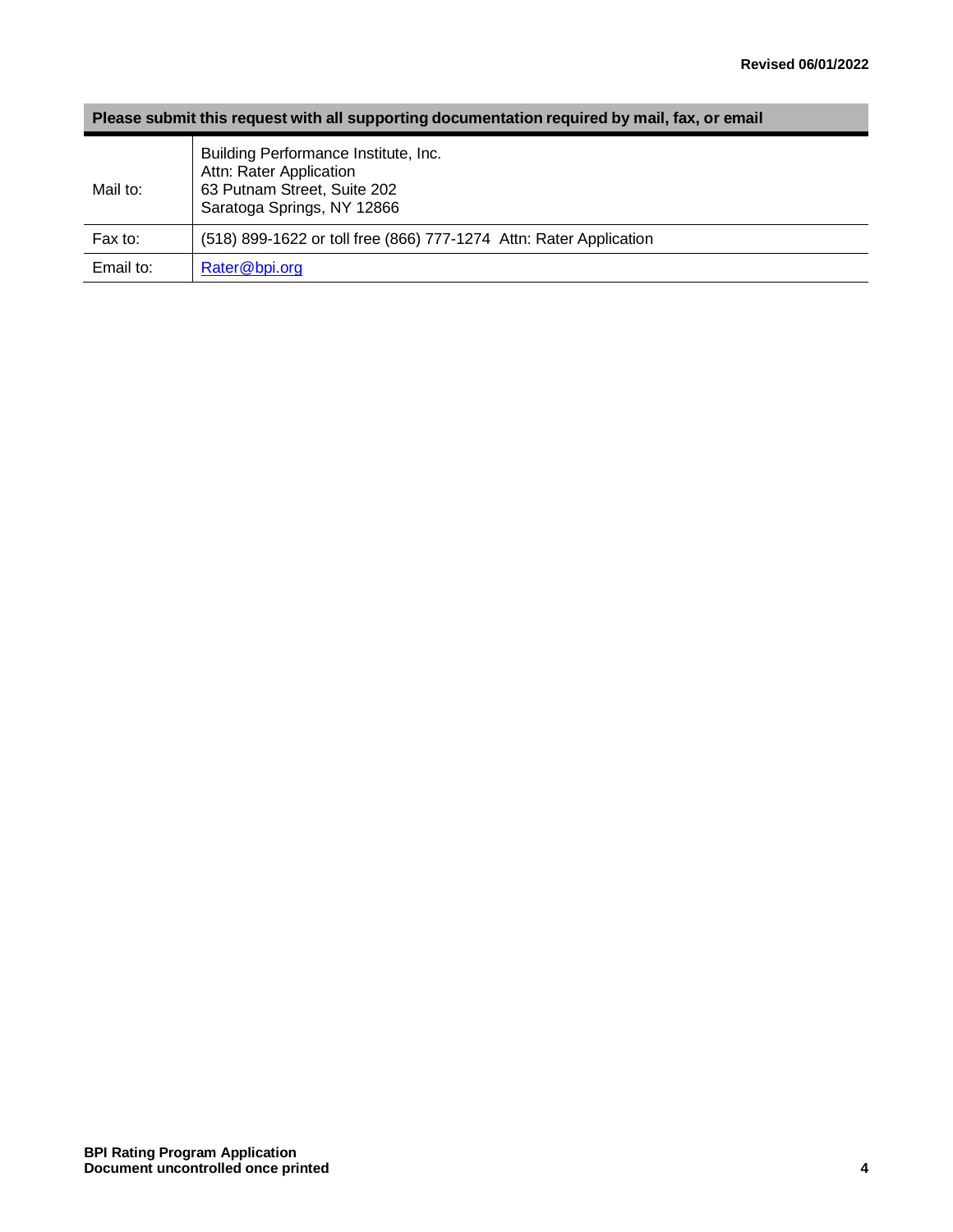| Please submit this request with all supporting documentation required by mail, fax, or email | |
|---|---|
| Mail to: | Building Performance Institute, Inc.<br>Attn: Rater Application<br>63 Putnam Street, Suite 202<br>Saratoga Springs, NY 12866 |
| Fax to: | (518) 899-1622 or toll free (866) 777-1274 Attn: Rater Application |
| Email to: | Rater@bpi.org |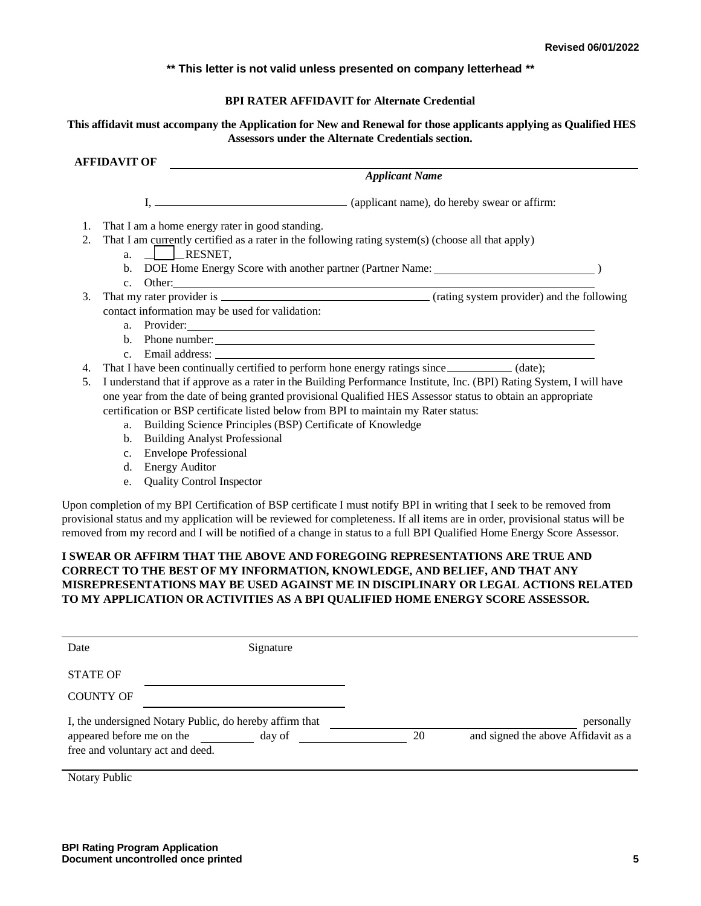**Revised 06/01/2022**

**\*\* This letter is not valid unless presented on company letterhead \*\***

**BPI RATER AFFIDAVIT for Alternate Credential**

**This affidavit must accompany the Application for New and Renewal for those applicants applying as Qualified HES Assessors under the Alternate Credentials section.**

**AFFIDAVIT OF** ______________________________________________

*Applicant Name*

I, ______________________ (applicant name), do hereby swear or affirm:

1. That I am a home energy rater in good standing.
2. That I am currently certified as a rater in the following rating system(s) (choose all that apply)
   a. ☐ RESNET,
   b. DOE Home Energy Score with another partner (Partner Name: ______________________ )
   c. Other: ______________________
3. That my rater provider is ______________________ (rating system provider) and the following contact information may be used for validation:
   a. Provider: ______________________
   b. Phone number: ______________________
   c. Email address: ______________________
4. That I have been continually certified to perform hone energy ratings since __________ (date);
5. I understand that if approve as a rater in the Building Performance Institute, Inc. (BPI) Rating System, I will have one year from the date of being granted provisional Qualified HES Assessor status to obtain an appropriate certification or BSP certificate listed below from BPI to maintain my Rater status:
   a. Building Science Principles (BSP) Certificate of Knowledge
   b. Building Analyst Professional
   c. Envelope Professional
   d. Energy Auditor
   e. Quality Control Inspector

Upon completion of my BPI Certification of BSP certificate I must notify BPI in writing that I seek to be removed from provisional status and my application will be reviewed for completeness. If all items are in order, provisional status will be removed from my record and I will be notified of a change in status to a full BPI Qualified Home Energy Score Assessor.

**I SWEAR OR AFFIRM THAT THE ABOVE AND FOREGOING REPRESENTATIONS ARE TRUE AND CORRECT TO THE BEST OF MY INFORMATION, KNOWLEDGE, AND BELIEF, AND THAT ANY MISREPRESENTATIONS MAY BE USED AGAINST ME IN DISCIPLINARY OR LEGAL ACTIONS RELATED TO MY APPLICATION OR ACTIVITIES AS A BPI QUALIFIED HOME ENERGY SCORE ASSESSOR.**

______________________________________________

Date Signature

STATE OF ______________________

COUNTY OF ______________________

I, the undersigned Notary Public, do hereby affirm that ______________________ personally appeared before me on the ________ day of ______________ 20 and signed the above Affidavit as a free and voluntary act and deed.

______________________________________________

Notary Public

**BPI Rating Program Application**
**Document uncontrolled once printed**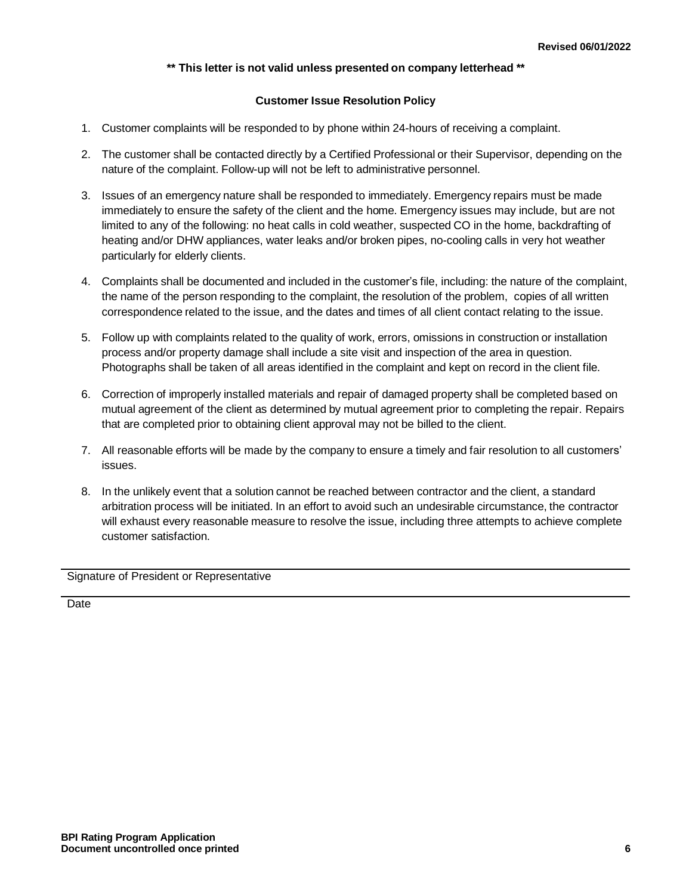Revised 06/01/2022

**\*\* This letter is not valid unless presented on company letterhead \*\***

**Customer Issue Resolution Policy**

1. Customer complaints will be responded to by phone within 24-hours of receiving a complaint.
2. The customer shall be contacted directly by a Certified Professional or their Supervisor, depending on the nature of the complaint. Follow-up will not be left to administrative personnel.
3. Issues of an emergency nature shall be responded to immediately. Emergency repairs must be made immediately to ensure the safety of the client and the home. Emergency issues may include, but are not limited to any of the following: no heat calls in cold weather, suspected CO in the home, backdrafting of heating and/or DHW appliances, water leaks and/or broken pipes, no-cooling calls in very hot weather particularly for elderly clients.
4. Complaints shall be documented and included in the customer's file, including: the nature of the complaint, the name of the person responding to the complaint, the resolution of the problem, copies of all written correspondence related to the issue, and the dates and times of all client contact relating to the issue.
5. Follow up with complaints related to the quality of work, errors, omissions in construction or installation process and/or property damage shall include a site visit and inspection of the area in question. Photographs shall be taken of all areas identified in the complaint and kept on record in the client file.
6. Correction of improperly installed materials and repair of damaged property shall be completed based on mutual agreement of the client as determined by mutual agreement prior to completing the repair. Repairs that are completed prior to obtaining client approval may not be billed to the client.
7. All reasonable efforts will be made by the company to ensure a timely and fair resolution to all customers' issues.
8. In the unlikely event that a solution cannot be reached between contractor and the client, a standard arbitration process will be initiated. In an effort to avoid such an undesirable circumstance, the contractor will exhaust every reasonable measure to resolve the issue, including three attempts to achieve complete customer satisfaction.

---

Signature of President or Representative

---

Date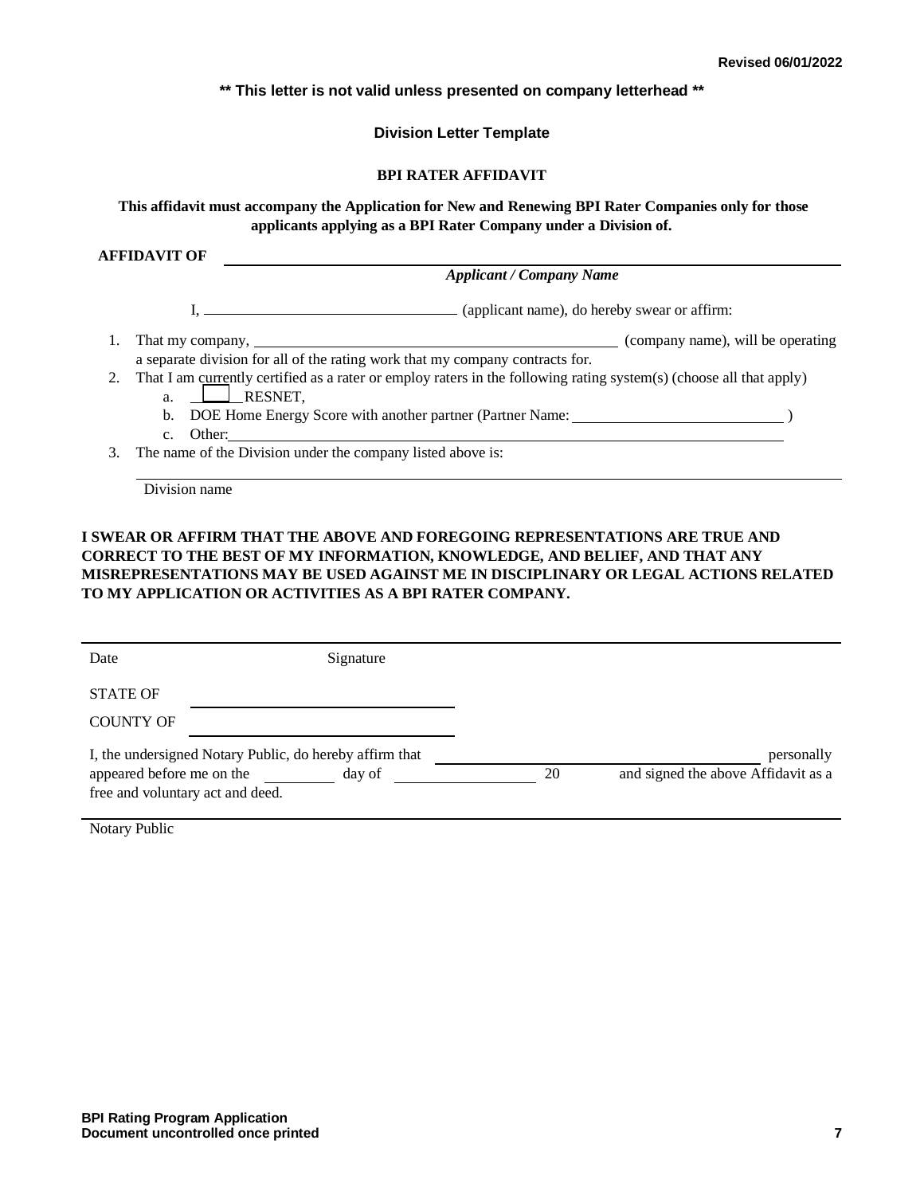Revised 06/01/2022

**** This letter is not valid unless presented on company letterhead ****

**Division Letter Template**

**BPI RATER AFFIDAVIT**

**This affidavit must accompany the Application for New and Renewing BPI Rater Companies only for those applicants applying as a BPI Rater Company under a Division of.**

**AFFIDAVIT OF** ____________________________________________

*Applicant / Company Name*

I, ______________________ (applicant name), do hereby swear or affirm:

1. That my company, ______________________ (company name), will be operating a separate division for all of the rating work that my company contracts for.
2. That I am currently certified as a rater or employ raters in the following rating system(s) (choose all that apply)
   a. ☐ RESNET,
   b. DOE Home Energy Score with another partner (Partner Name: ______________________ )
   c. Other: ______________________
3. The name of the Division under the company listed above is:

____________________________________________

Division name

**I SWEAR OR AFFIRM THAT THE ABOVE AND FOREGOING REPRESENTATIONS ARE TRUE AND CORRECT TO THE BEST OF MY INFORMATION, KNOWLEDGE, AND BELIEF, AND THAT ANY MISREPRESENTATIONS MAY BE USED AGAINST ME IN DISCIPLINARY OR LEGAL ACTIONS RELATED TO MY APPLICATION OR ACTIVITIES AS A BPI RATER COMPANY.**

____________________________________________

Date Signature

STATE OF ______________________

COUNTY OF ______________________

I, the undersigned Notary Public, do hereby affirm that ______________________ personally appeared before me on the ________ day of ______________ 20 and signed the above Affidavit as a free and voluntary act and deed.

____________________________________________

Notary Public

**BPI Rating Program Application**
**Document uncontrolled once printed**